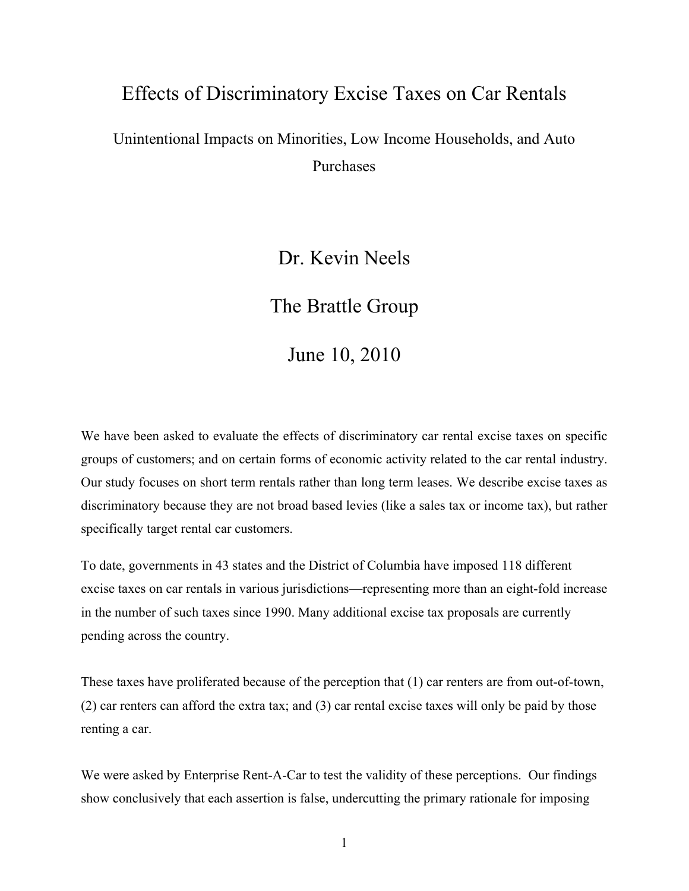# Effects of Discriminatory Excise Taxes on Car Rentals

## Unintentional Impacts on Minorities, Low Income Households, and Auto Purchases

Dr. Kevin Neels

The Brattle Group

June 10, 2010

We have been asked to evaluate the effects of discriminatory car rental excise taxes on specific groups of customers; and on certain forms of economic activity related to the car rental industry. Our study focuses on short term rentals rather than long term leases. We describe excise taxes as discriminatory because they are not broad based levies (like a sales tax or income tax), but rather specifically target rental car customers.

To date, governments in 43 states and the District of Columbia have imposed 118 different excise taxes on car rentals in various jurisdictions—representing more than an eight-fold increase in the number of such taxes since 1990. Many additional excise tax proposals are currently pending across the country.

These taxes have proliferated because of the perception that (1) car renters are from out-of-town, (2) car renters can afford the extra tax; and (3) car rental excise taxes will only be paid by those renting a car.

We were asked by Enterprise Rent-A-Car to test the validity of these perceptions. Our findings show conclusively that each assertion is false, undercutting the primary rationale for imposing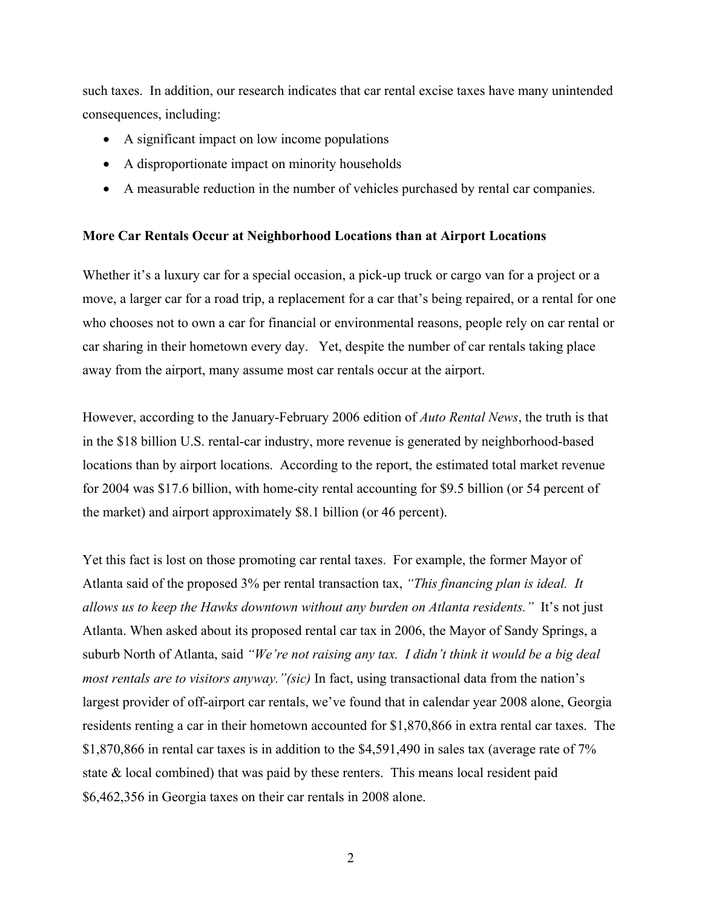such taxes. In addition, our research indicates that car rental excise taxes have many unintended consequences, including:

- A significant impact on low income populations
- A disproportionate impact on minority households
- A measurable reduction in the number of vehicles purchased by rental car companies.

**More Car Rentals Occur at Neighborhood Locations than at Airport Locations**

Whether it's a luxury car for a special occasion, a pick-up truck or cargo van for a project or a move, a larger car for a road trip, a replacement for a car that's being repaired, or a rental for one who chooses not to own a car for financial or environmental reasons, people rely on car rental or car sharing in their hometown every day. Yet, despite the number of car rentals taking place away from the airport, many assume most car rentals occur at the airport.

However, according to the January-February 2006 edition of *Auto Rental News*, the truth is that in the $18 billion U.S. rental-car industry, more revenue is generated by neighborhood-based locations than by airport locations. According to the report, the estimated total market revenue for 2004 was $17.6 billion, with home-city rental accounting for $9.5 billion (or 54 percent of the market) and airport approximately $8.1 billion (or 46 percent).

Yet this fact is lost on those promoting car rental taxes. For example, the former Mayor of Atlanta said of the proposed 3% per rental transaction tax, *"This financing plan is ideal. It allows us to keep the Hawks downtown without any burden on Atlanta residents."* It's not just Atlanta. When asked about its proposed rental car tax in 2006, the Mayor of Sandy Springs, a suburb North of Atlanta, said *"We're not raising any tax. I didn't think it would be a big deal most rentals are to visitors anyway."(sic)* In fact, using transactional data from the nation's largest provider of off-airport car rentals, we've found that in calendar year 2008 alone, Georgia residents renting a car in their hometown accounted for $1,870,866 in extra rental car taxes. The $1,870,866 in rental car taxes is in addition to the $4,591,490 in sales tax (average rate of 7% state & local combined) that was paid by these renters. This means local resident paid $6,462,356 in Georgia taxes on their car rentals in 2008 alone.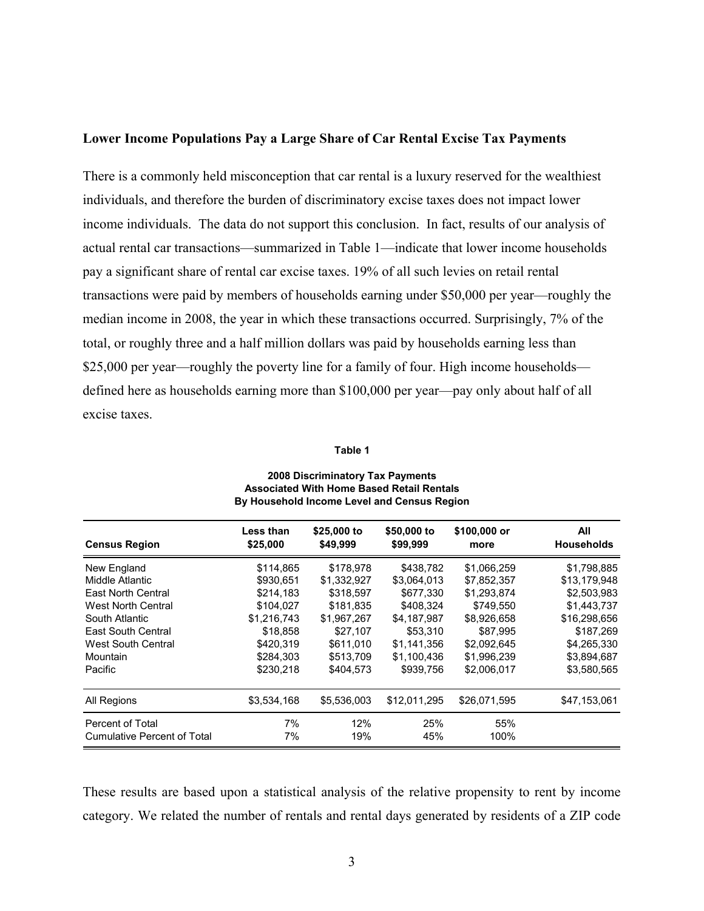**Lower Income Populations Pay a Large Share of Car Rental Excise Tax Payments**

There is a commonly held misconception that car rental is a luxury reserved for the wealthiest individuals, and therefore the burden of discriminatory excise taxes does not impact lower income individuals. The data do not support this conclusion. In fact, results of our analysis of actual rental car transactions—summarized in Table 1—indicate that lower income households pay a significant share of rental car excise taxes. 19% of all such levies on retail rental transactions were paid by members of households earning under $50,000 per year—roughly the median income in 2008, the year in which these transactions occurred. Surprisingly, 7% of the total, or roughly three and a half million dollars was paid by households earning less than $25,000 per year—roughly the poverty line for a family of four. High income households—defined here as households earning more than $100,000 per year—pay only about half of all excise taxes.

**Table 1**

**2008 Discriminatory Tax Payments Associated With Home Based Retail Rentals By Household Income Level and Census Region**

| Census Region | Less than $25,000 | $25,000 to $49,999 | $50,000 to $99,999 | $100,000 or more | All Households |
|---|---|---|---|---|---|
| New England | $114,865 | $178,978 | $438,782 | $1,066,259 | $1,798,885 |
| Middle Atlantic | $930,651 | $1,332,927 | $3,064,013 | $7,852,357 | $13,179,948 |
| East North Central | $214,183 | $318,597 | $677,330 | $1,293,874 | $2,503,983 |
| West North Central | $104,027 | $181,835 | $408,324 | $749,550 | $1,443,737 |
| South Atlantic | $1,216,743 | $1,967,267 | $4,187,987 | $8,926,658 | $16,298,656 |
| East South Central | $18,858 | $27,107 | $53,310 | $87,995 | $187,269 |
| West South Central | $420,319 | $611,010 | $1,141,356 | $2,092,645 | $4,265,330 |
| Mountain | $284,303 | $513,709 | $1,100,436 | $1,996,239 | $3,894,687 |
| Pacific | $230,218 | $404,573 | $939,756 | $2,006,017 | $3,580,565 |
| All Regions | $3,534,168 | $5,536,003 | $12,011,295 | $26,071,595 | $47,153,061 |
| Percent of Total | 7% | 12% | 25% | 55% | |
| Cumulative Percent of Total | 7% | 19% | 45% | 100% | |

These results are based upon a statistical analysis of the relative propensity to rent by income category. We related the number of rentals and rental days generated by residents of a ZIP code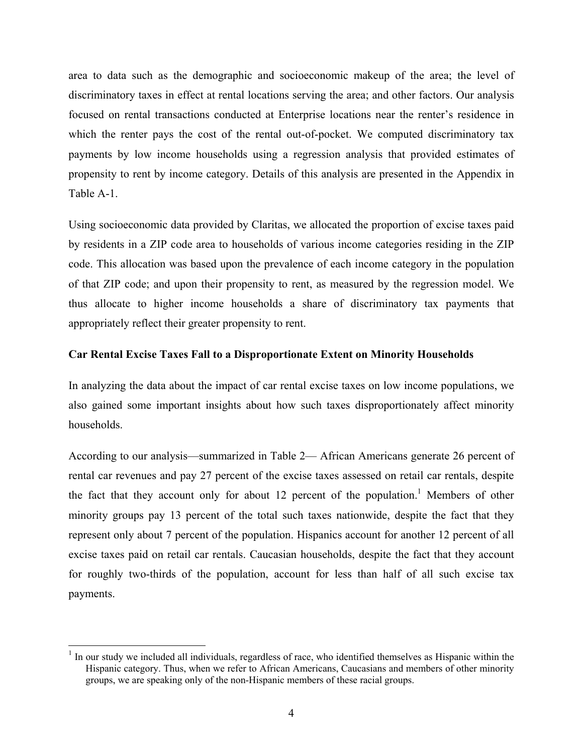area to data such as the demographic and socioeconomic makeup of the area; the level of discriminatory taxes in effect at rental locations serving the area; and other factors. Our analysis focused on rental transactions conducted at Enterprise locations near the renter's residence in which the renter pays the cost of the rental out-of-pocket. We computed discriminatory tax payments by low income households using a regression analysis that provided estimates of propensity to rent by income category. Details of this analysis are presented in the Appendix in Table A-1.

Using socioeconomic data provided by Claritas, we allocated the proportion of excise taxes paid by residents in a ZIP code area to households of various income categories residing in the ZIP code. This allocation was based upon the prevalence of each income category in the population of that ZIP code; and upon their propensity to rent, as measured by the regression model. We thus allocate to higher income households a share of discriminatory tax payments that appropriately reflect their greater propensity to rent.

**Car Rental Excise Taxes Fall to a Disproportionate Extent on Minority Households**

In analyzing the data about the impact of car rental excise taxes on low income populations, we also gained some important insights about how such taxes disproportionately affect minority households.

According to our analysis—summarized in Table 2— African Americans generate 26 percent of rental car revenues and pay 27 percent of the excise taxes assessed on retail car rentals, despite the fact that they account only for about 12 percent of the population.[1] Members of other minority groups pay 13 percent of the total such taxes nationwide, despite the fact that they represent only about 7 percent of the population. Hispanics account for another 12 percent of all excise taxes paid on retail car rentals. Caucasian households, despite the fact that they account for roughly two-thirds of the population, account for less than half of all such excise tax payments.

[1] In our study we included all individuals, regardless of race, who identified themselves as Hispanic within the Hispanic category. Thus, when we refer to African Americans, Caucasians and members of other minority groups, we are speaking only of the non-Hispanic members of these racial groups.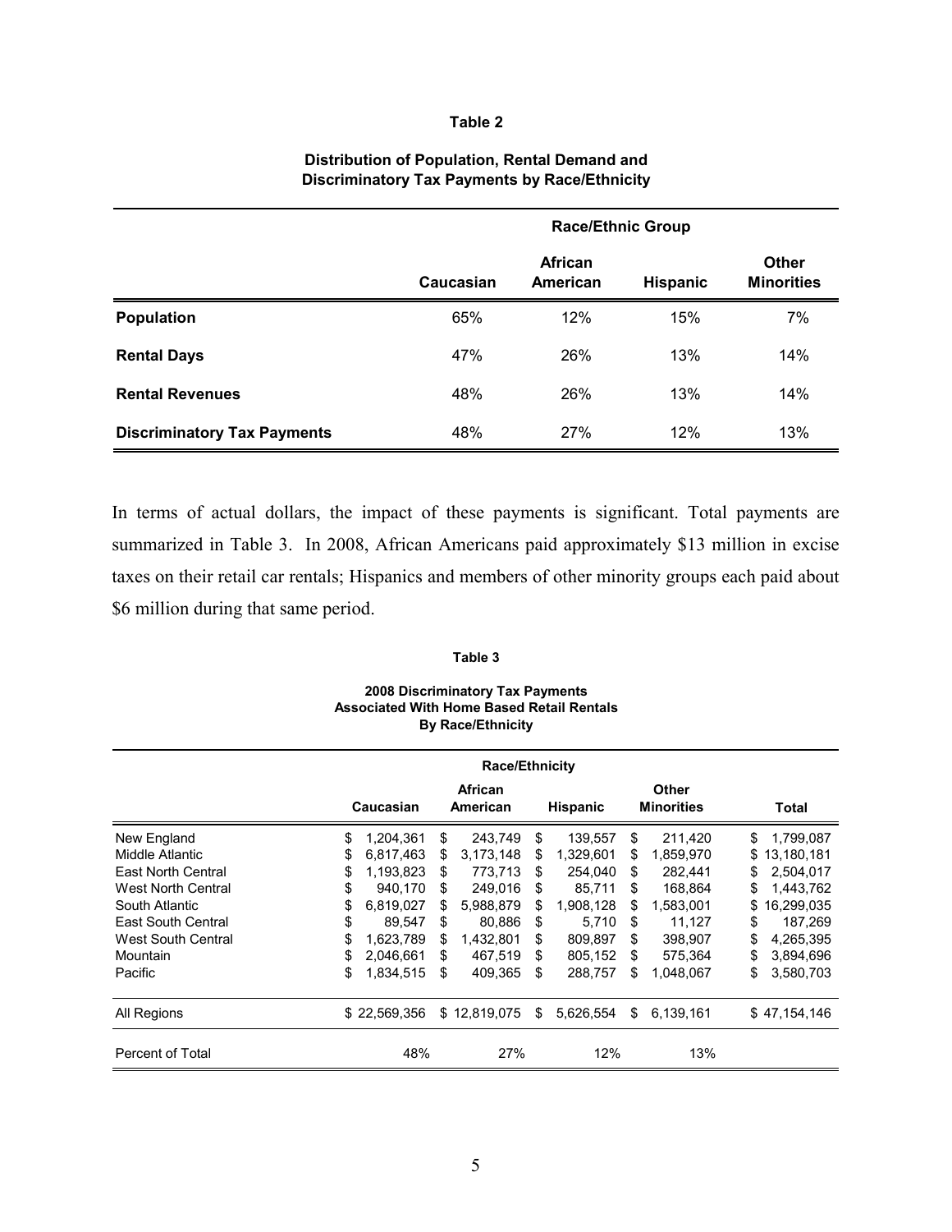**Table 2**

**Distribution of Population, Rental Demand and Discriminatory Tax Payments by Race/Ethnicity**

| | Race/Ethnic Group | | | |
|---|---|---|---|---|
| | **Caucasian** | **African American** | **Hispanic** | **Other Minorities** |
| **Population** | 65% | 12% | 15% | 7% |
| **Rental Days** | 47% | 26% | 13% | 14% |
| **Rental Revenues** | 48% | 26% | 13% | 14% |
| **Discriminatory Tax Payments** | 48% | 27% | 12% | 13% |

In terms of actual dollars, the impact of these payments is significant. Total payments are summarized in Table 3. In 2008, African Americans paid approximately $13 million in excise taxes on their retail car rentals; Hispanics and members of other minority groups each paid about $6 million during that same period.

**Table 3**

**2008 Discriminatory Tax Payments Associated With Home Based Retail Rentals By Race/Ethnicity**

| | Race/Ethnicity | | | | |
|---|---|---|---|---|---|
| | Caucasian | African American | Hispanic | Other Minorities | Total |
| New England | $ 1,204,361 | $ 243,749 | $ 139,557 | $ 211,420 | $ 1,799,087 |
| Middle Atlantic | $ 6,817,463 | $ 3,173,148 | $ 1,329,601 | $ 1,859,970 | $ 13,180,181 |
| East North Central | $ 1,193,823 | $ 773,713 | $ 254,040 | $ 282,441 | $ 2,504,017 |
| West North Central | $ 940,170 | $ 249,016 | $ 85,711 | $ 168,864 | $ 1,443,762 |
| South Atlantic | $ 6,819,027 | $ 5,988,879 | $ 1,908,128 | $ 1,583,001 | $ 16,299,035 |
| East South Central | $ 89,547 | $ 80,886 | $ 5,710 | $ 11,127 | $ 187,269 |
| West South Central | $ 1,623,789 | $ 1,432,801 | $ 809,897 | $ 398,907 | $ 4,265,395 |
| Mountain | $ 2,046,661 | $ 467,519 | $ 805,152 | $ 575,364 | $ 3,894,696 |
| Pacific | $ 1,834,515 | $ 409,365 | $ 288,757 | $ 1,048,067 | $ 3,580,703 |
| All Regions | $ 22,569,356 | $ 12,819,075 | $ 5,626,554 | $ 6,139,161 | $ 47,154,146 |
| Percent of Total | 48% | 27% | 12% | 13% | |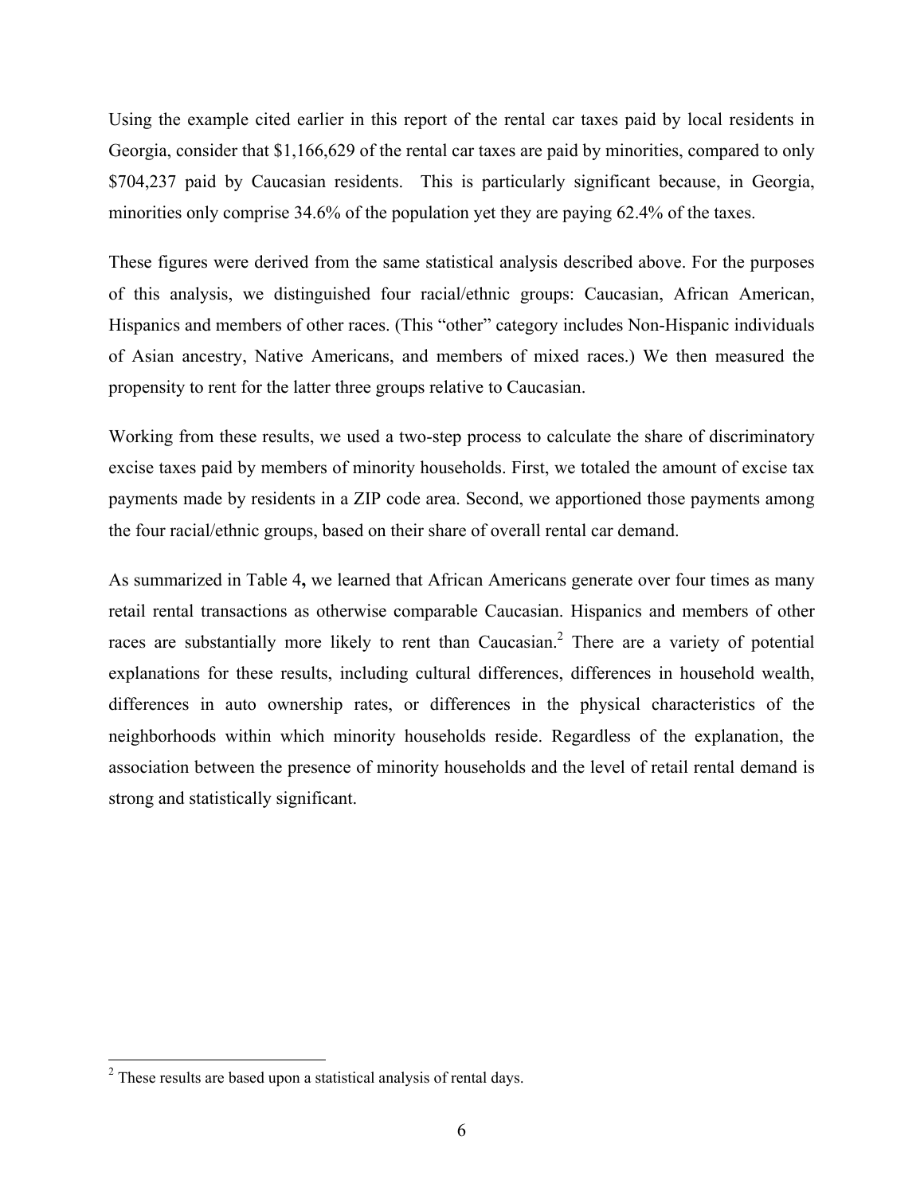Using the example cited earlier in this report of the rental car taxes paid by local residents in Georgia, consider that $1,166,629 of the rental car taxes are paid by minorities, compared to only $704,237 paid by Caucasian residents. This is particularly significant because, in Georgia, minorities only comprise 34.6% of the population yet they are paying 62.4% of the taxes.

These figures were derived from the same statistical analysis described above. For the purposes of this analysis, we distinguished four racial/ethnic groups: Caucasian, African American, Hispanics and members of other races. (This "other" category includes Non-Hispanic individuals of Asian ancestry, Native Americans, and members of mixed races.) We then measured the propensity to rent for the latter three groups relative to Caucasian.

Working from these results, we used a two-step process to calculate the share of discriminatory excise taxes paid by members of minority households. First, we totaled the amount of excise tax payments made by residents in a ZIP code area. Second, we apportioned those payments among the four racial/ethnic groups, based on their share of overall rental car demand.

As summarized in Table 4**,** we learned that African Americans generate over four times as many retail rental transactions as otherwise comparable Caucasian. Hispanics and members of other races are substantially more likely to rent than Caucasian.[2] There are a variety of potential explanations for these results, including cultural differences, differences in household wealth, differences in auto ownership rates, or differences in the physical characteristics of the neighborhoods within which minority households reside. Regardless of the explanation, the association between the presence of minority households and the level of retail rental demand is strong and statistically significant.

---

[2] These results are based upon a statistical analysis of rental days.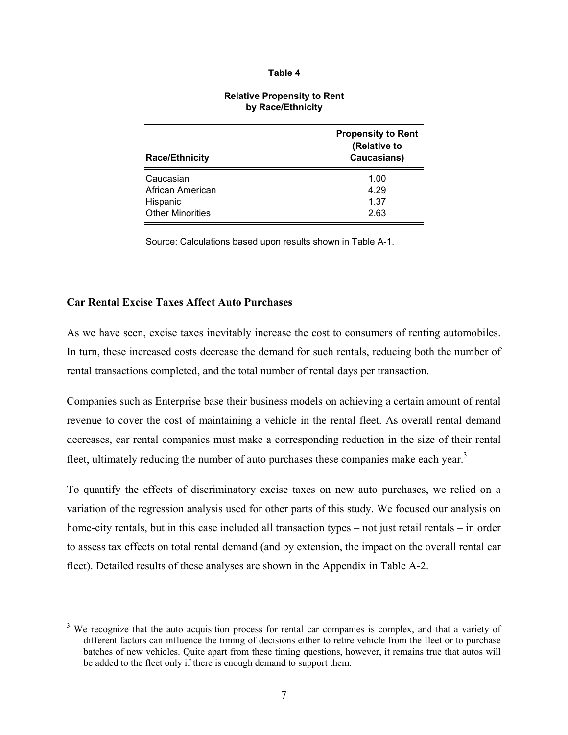**Table 4**

**Relative Propensity to Rent by Race/Ethnicity**

| Race/Ethnicity | Propensity to Rent (Relative to Caucasians) |
|---|---|
| Caucasian | 1.00 |
| African American | 4.29 |
| Hispanic | 1.37 |
| Other Minorities | 2.63 |

Source: Calculations based upon results shown in Table A-1.

### Car Rental Excise Taxes Affect Auto Purchases

As we have seen, excise taxes inevitably increase the cost to consumers of renting automobiles. In turn, these increased costs decrease the demand for such rentals, reducing both the number of rental transactions completed, and the total number of rental days per transaction.

Companies such as Enterprise base their business models on achieving a certain amount of rental revenue to cover the cost of maintaining a vehicle in the rental fleet. As overall rental demand decreases, car rental companies must make a corresponding reduction in the size of their rental fleet, ultimately reducing the number of auto purchases these companies make each year.[3]

To quantify the effects of discriminatory excise taxes on new auto purchases, we relied on a variation of the regression analysis used for other parts of this study. We focused our analysis on home-city rentals, but in this case included all transaction types – not just retail rentals – in order to assess tax effects on total rental demand (and by extension, the impact on the overall rental car fleet). Detailed results of these analyses are shown in the Appendix in Table A-2.

[3] We recognize that the auto acquisition process for rental car companies is complex, and that a variety of different factors can influence the timing of decisions either to retire vehicle from the fleet or to purchase batches of new vehicles. Quite apart from these timing questions, however, it remains true that autos will be added to the fleet only if there is enough demand to support them.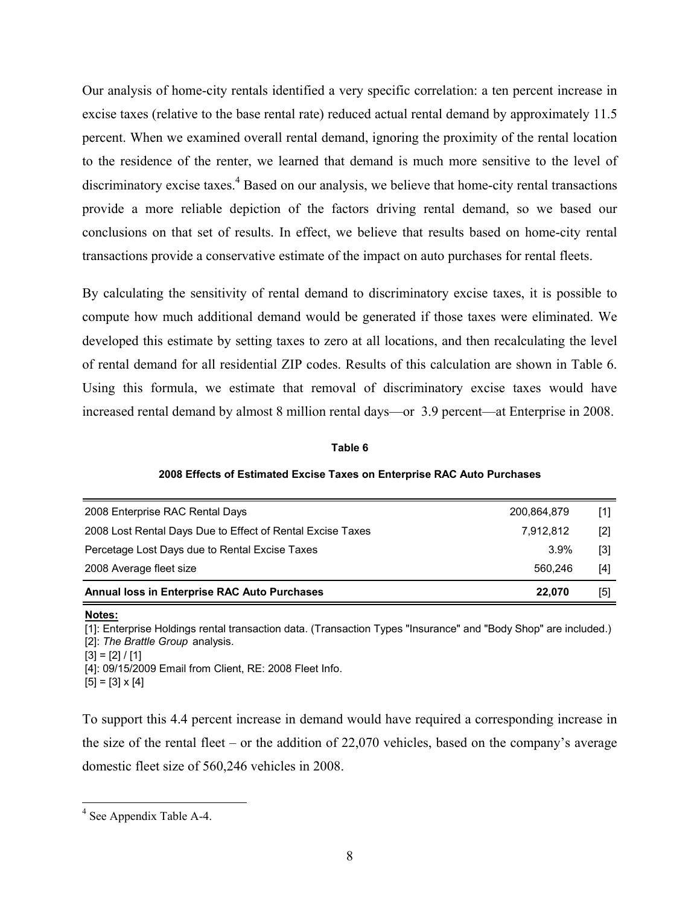Our analysis of home-city rentals identified a very specific correlation: a ten percent increase in excise taxes (relative to the base rental rate) reduced actual rental demand by approximately 11.5 percent. When we examined overall rental demand, ignoring the proximity of the rental location to the residence of the renter, we learned that demand is much more sensitive to the level of discriminatory excise taxes.[4] Based on our analysis, we believe that home-city rental transactions provide a more reliable depiction of the factors driving rental demand, so we based our conclusions on that set of results. In effect, we believe that results based on home-city rental transactions provide a conservative estimate of the impact on auto purchases for rental fleets.

By calculating the sensitivity of rental demand to discriminatory excise taxes, it is possible to compute how much additional demand would be generated if those taxes were eliminated. We developed this estimate by setting taxes to zero at all locations, and then recalculating the level of rental demand for all residential ZIP codes. Results of this calculation are shown in Table 6. Using this formula, we estimate that removal of discriminatory excise taxes would have increased rental demand by almost 8 million rental days—or 3.9 percent—at Enterprise in 2008.

**Table 6**

**2008 Effects of Estimated Excise Taxes on Enterprise RAC Auto Purchases**

| | | |
|---|---|---|
| 2008 Enterprise RAC Rental Days | 200,864,879 | [1] |
| 2008 Lost Rental Days Due to Effect of Rental Excise Taxes | 7,912,812 | [2] |
| Percetage Lost Days due to Rental Excise Taxes | 3.9% | [3] |
| 2008 Average fleet size | 560,246 | [4] |
| **Annual loss in Enterprise RAC Auto Purchases** | **22,070** | [5] |

**Notes:**
[1]: Enterprise Holdings rental transaction data. (Transaction Types "Insurance" and "Body Shop" are included.)
[2]: *The Brattle Group* analysis.
[3] = [2] / [1]
[4]: 09/15/2009 Email from Client, RE: 2008 Fleet Info.
[5] = [3] x [4]

To support this 4.4 percent increase in demand would have required a corresponding increase in the size of the rental fleet – or the addition of 22,070 vehicles, based on the company's average domestic fleet size of 560,246 vehicles in 2008.

[4] See Appendix Table A-4.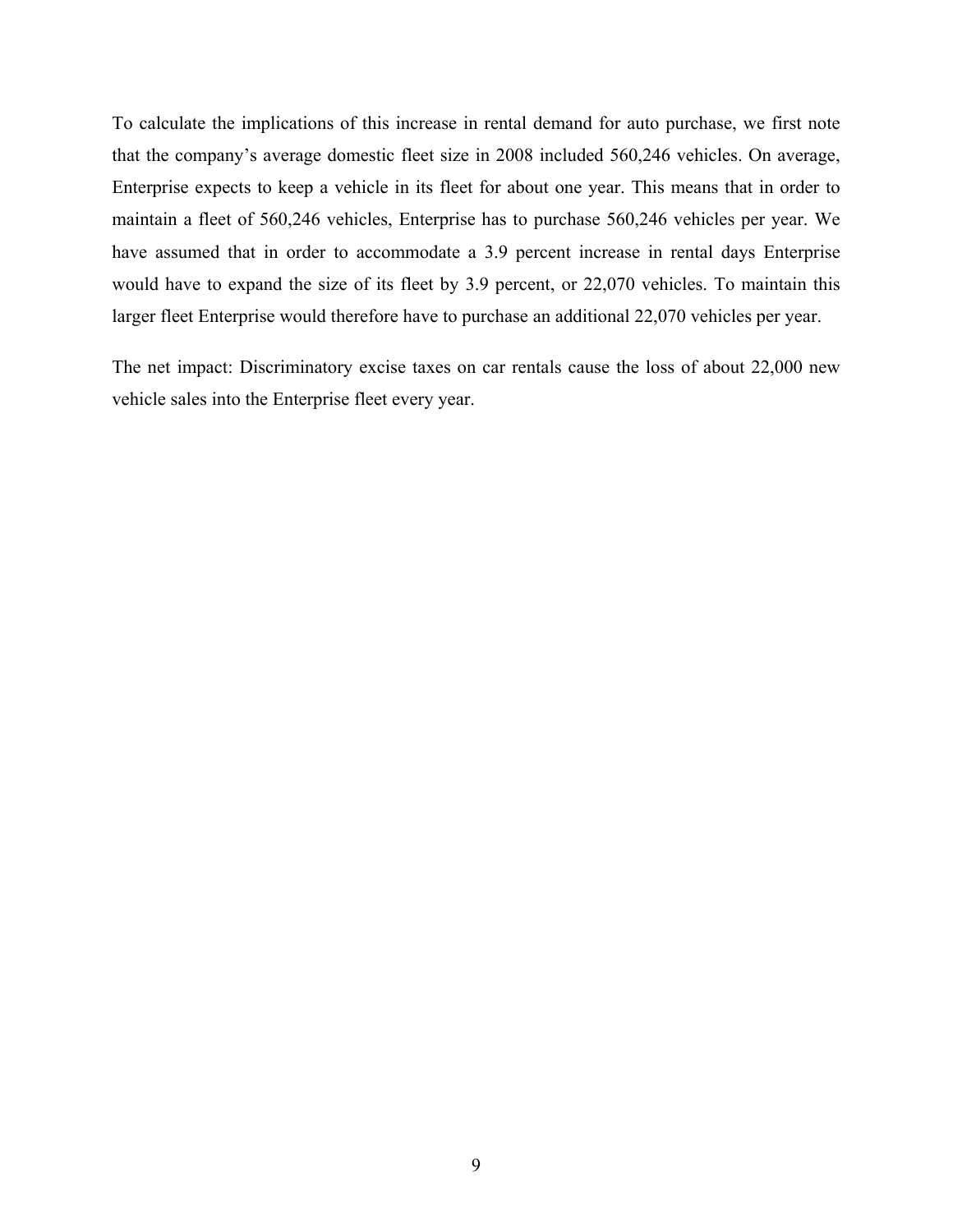To calculate the implications of this increase in rental demand for auto purchase, we first note that the company's average domestic fleet size in 2008 included 560,246 vehicles. On average, Enterprise expects to keep a vehicle in its fleet for about one year. This means that in order to maintain a fleet of 560,246 vehicles, Enterprise has to purchase 560,246 vehicles per year. We have assumed that in order to accommodate a 3.9 percent increase in rental days Enterprise would have to expand the size of its fleet by 3.9 percent, or 22,070 vehicles. To maintain this larger fleet Enterprise would therefore have to purchase an additional 22,070 vehicles per year.

The net impact: Discriminatory excise taxes on car rentals cause the loss of about 22,000 new vehicle sales into the Enterprise fleet every year.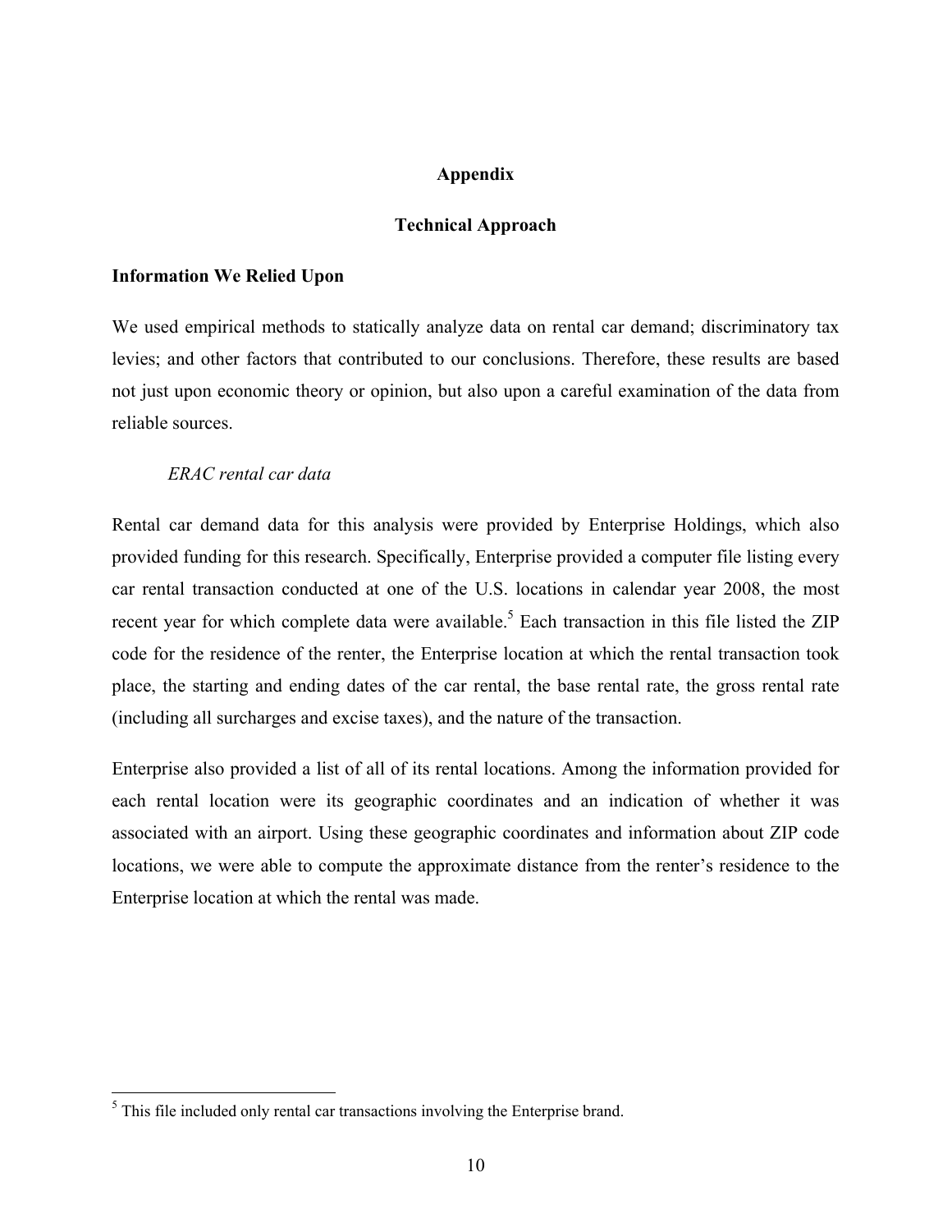## Appendix

## Technical Approach

### Information We Relied Upon

We used empirical methods to statically analyze data on rental car demand; discriminatory tax levies; and other factors that contributed to our conclusions. Therefore, these results are based not just upon economic theory or opinion, but also upon a careful examination of the data from reliable sources.

*ERAC rental car data*

Rental car demand data for this analysis were provided by Enterprise Holdings, which also provided funding for this research. Specifically, Enterprise provided a computer file listing every car rental transaction conducted at one of the U.S. locations in calendar year 2008, the most recent year for which complete data were available.[5] Each transaction in this file listed the ZIP code for the residence of the renter, the Enterprise location at which the rental transaction took place, the starting and ending dates of the car rental, the base rental rate, the gross rental rate (including all surcharges and excise taxes), and the nature of the transaction.

Enterprise also provided a list of all of its rental locations. Among the information provided for each rental location were its geographic coordinates and an indication of whether it was associated with an airport. Using these geographic coordinates and information about ZIP code locations, we were able to compute the approximate distance from the renter's residence to the Enterprise location at which the rental was made.

---

[5] This file included only rental car transactions involving the Enterprise brand.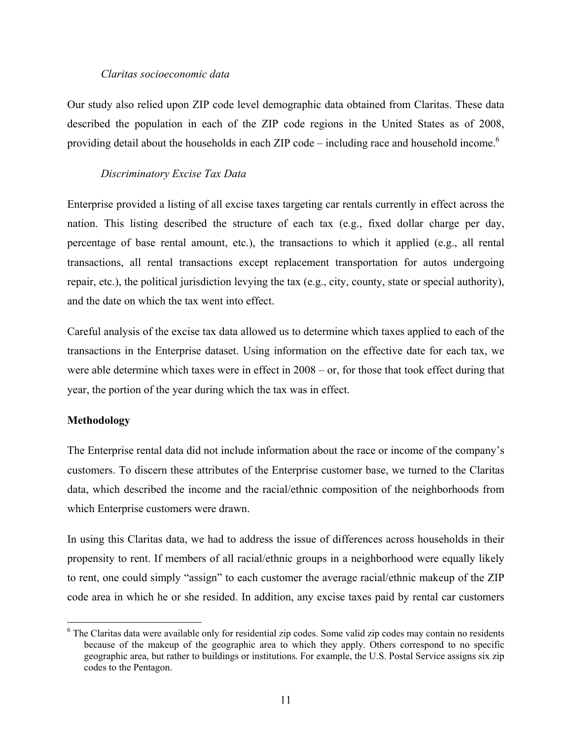*Claritas socioeconomic data*

Our study also relied upon ZIP code level demographic data obtained from Claritas. These data described the population in each of the ZIP code regions in the United States as of 2008, providing detail about the households in each ZIP code – including race and household income.[6]

*Discriminatory Excise Tax Data*

Enterprise provided a listing of all excise taxes targeting car rentals currently in effect across the nation. This listing described the structure of each tax (e.g., fixed dollar charge per day, percentage of base rental amount, etc.), the transactions to which it applied (e.g., all rental transactions, all rental transactions except replacement transportation for autos undergoing repair, etc.), the political jurisdiction levying the tax (e.g., city, county, state or special authority), and the date on which the tax went into effect.

Careful analysis of the excise tax data allowed us to determine which taxes applied to each of the transactions in the Enterprise dataset. Using information on the effective date for each tax, we were able determine which taxes were in effect in 2008 – or, for those that took effect during that year, the portion of the year during which the tax was in effect.

**Methodology**

The Enterprise rental data did not include information about the race or income of the company's customers. To discern these attributes of the Enterprise customer base, we turned to the Claritas data, which described the income and the racial/ethnic composition of the neighborhoods from which Enterprise customers were drawn.

In using this Claritas data, we had to address the issue of differences across households in their propensity to rent. If members of all racial/ethnic groups in a neighborhood were equally likely to rent, one could simply "assign" to each customer the average racial/ethnic makeup of the ZIP code area in which he or she resided. In addition, any excise taxes paid by rental car customers

[6] The Claritas data were available only for residential zip codes. Some valid zip codes may contain no residents because of the makeup of the geographic area to which they apply. Others correspond to no specific geographic area, but rather to buildings or institutions. For example, the U.S. Postal Service assigns six zip codes to the Pentagon.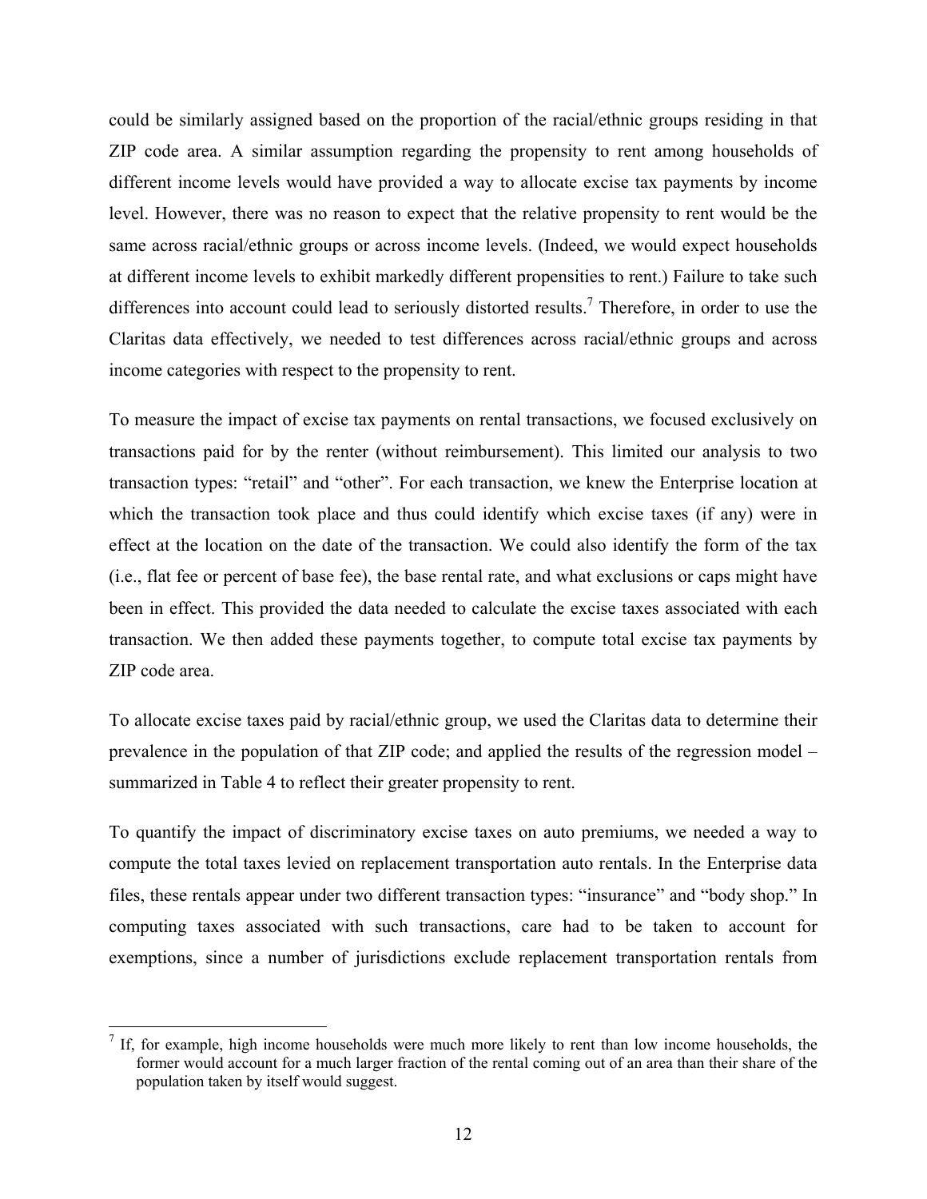could be similarly assigned based on the proportion of the racial/ethnic groups residing in that ZIP code area. A similar assumption regarding the propensity to rent among households of different income levels would have provided a way to allocate excise tax payments by income level. However, there was no reason to expect that the relative propensity to rent would be the same across racial/ethnic groups or across income levels. (Indeed, we would expect households at different income levels to exhibit markedly different propensities to rent.) Failure to take such differences into account could lead to seriously distorted results.[7] Therefore, in order to use the Claritas data effectively, we needed to test differences across racial/ethnic groups and across income categories with respect to the propensity to rent.

To measure the impact of excise tax payments on rental transactions, we focused exclusively on transactions paid for by the renter (without reimbursement). This limited our analysis to two transaction types: "retail" and "other". For each transaction, we knew the Enterprise location at which the transaction took place and thus could identify which excise taxes (if any) were in effect at the location on the date of the transaction. We could also identify the form of the tax (i.e., flat fee or percent of base fee), the base rental rate, and what exclusions or caps might have been in effect. This provided the data needed to calculate the excise taxes associated with each transaction. We then added these payments together, to compute total excise tax payments by ZIP code area.

To allocate excise taxes paid by racial/ethnic group, we used the Claritas data to determine their prevalence in the population of that ZIP code; and applied the results of the regression model – summarized in Table 4 to reflect their greater propensity to rent.

To quantify the impact of discriminatory excise taxes on auto premiums, we needed a way to compute the total taxes levied on replacement transportation auto rentals. In the Enterprise data files, these rentals appear under two different transaction types: "insurance" and "body shop." In computing taxes associated with such transactions, care had to be taken to account for exemptions, since a number of jurisdictions exclude replacement transportation rentals from

[7] If, for example, high income households were much more likely to rent than low income households, the former would account for a much larger fraction of the rental coming out of an area than their share of the population taken by itself would suggest.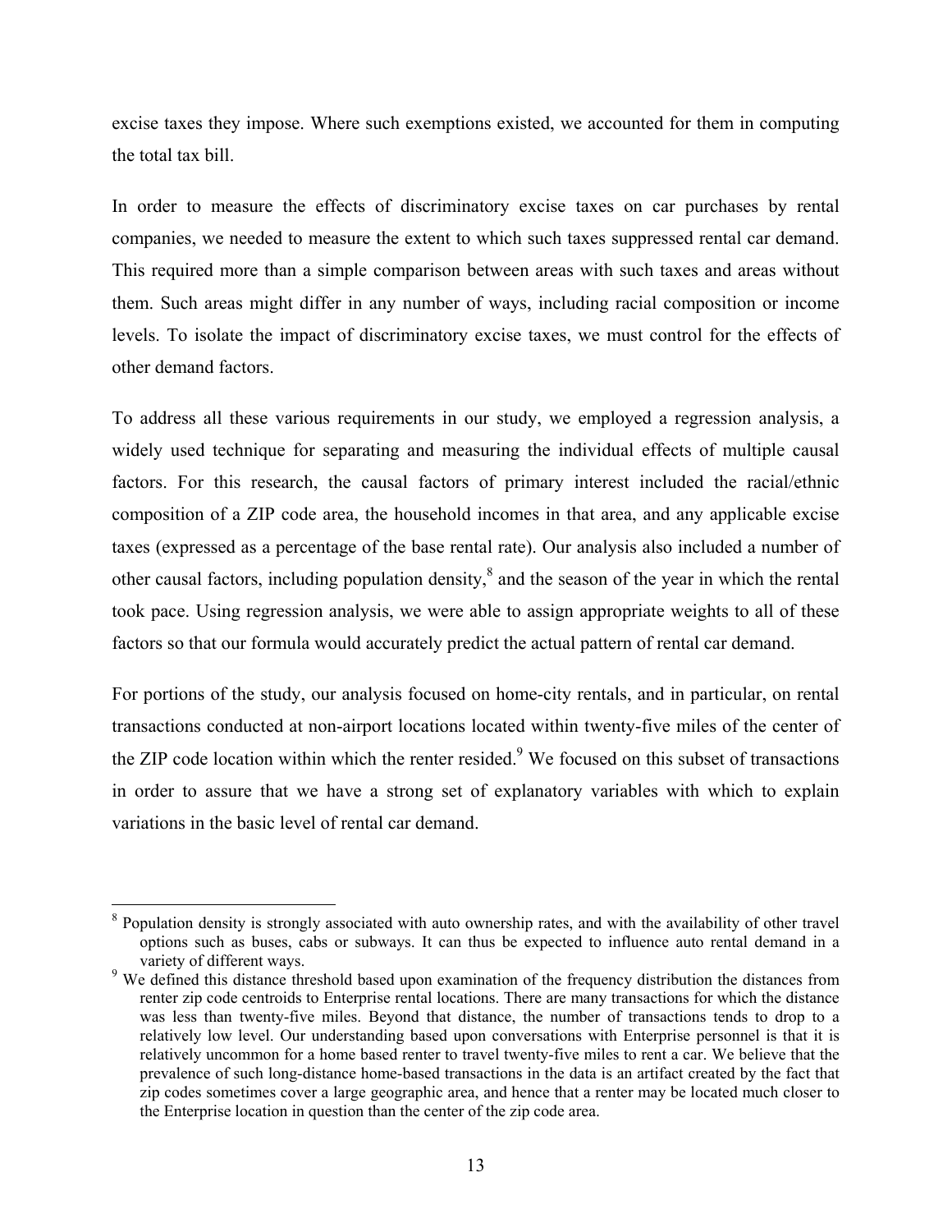excise taxes they impose. Where such exemptions existed, we accounted for them in computing the total tax bill.

In order to measure the effects of discriminatory excise taxes on car purchases by rental companies, we needed to measure the extent to which such taxes suppressed rental car demand. This required more than a simple comparison between areas with such taxes and areas without them. Such areas might differ in any number of ways, including racial composition or income levels. To isolate the impact of discriminatory excise taxes, we must control for the effects of other demand factors.

To address all these various requirements in our study, we employed a regression analysis, a widely used technique for separating and measuring the individual effects of multiple causal factors. For this research, the causal factors of primary interest included the racial/ethnic composition of a ZIP code area, the household incomes in that area, and any applicable excise taxes (expressed as a percentage of the base rental rate). Our analysis also included a number of other causal factors, including population density,[8] and the season of the year in which the rental took pace. Using regression analysis, we were able to assign appropriate weights to all of these factors so that our formula would accurately predict the actual pattern of rental car demand.

For portions of the study, our analysis focused on home-city rentals, and in particular, on rental transactions conducted at non-airport locations located within twenty-five miles of the center of the ZIP code location within which the renter resided.[9] We focused on this subset of transactions in order to assure that we have a strong set of explanatory variables with which to explain variations in the basic level of rental car demand.

---

[8] Population density is strongly associated with auto ownership rates, and with the availability of other travel options such as buses, cabs or subways. It can thus be expected to influence auto rental demand in a variety of different ways.

[9] We defined this distance threshold based upon examination of the frequency distribution the distances from renter zip code centroids to Enterprise rental locations. There are many transactions for which the distance was less than twenty-five miles. Beyond that distance, the number of transactions tends to drop to a relatively low level. Our understanding based upon conversations with Enterprise personnel is that it is relatively uncommon for a home based renter to travel twenty-five miles to rent a car. We believe that the prevalence of such long-distance home-based transactions in the data is an artifact created by the fact that zip codes sometimes cover a large geographic area, and hence that a renter may be located much closer to the Enterprise location in question than the center of the zip code area.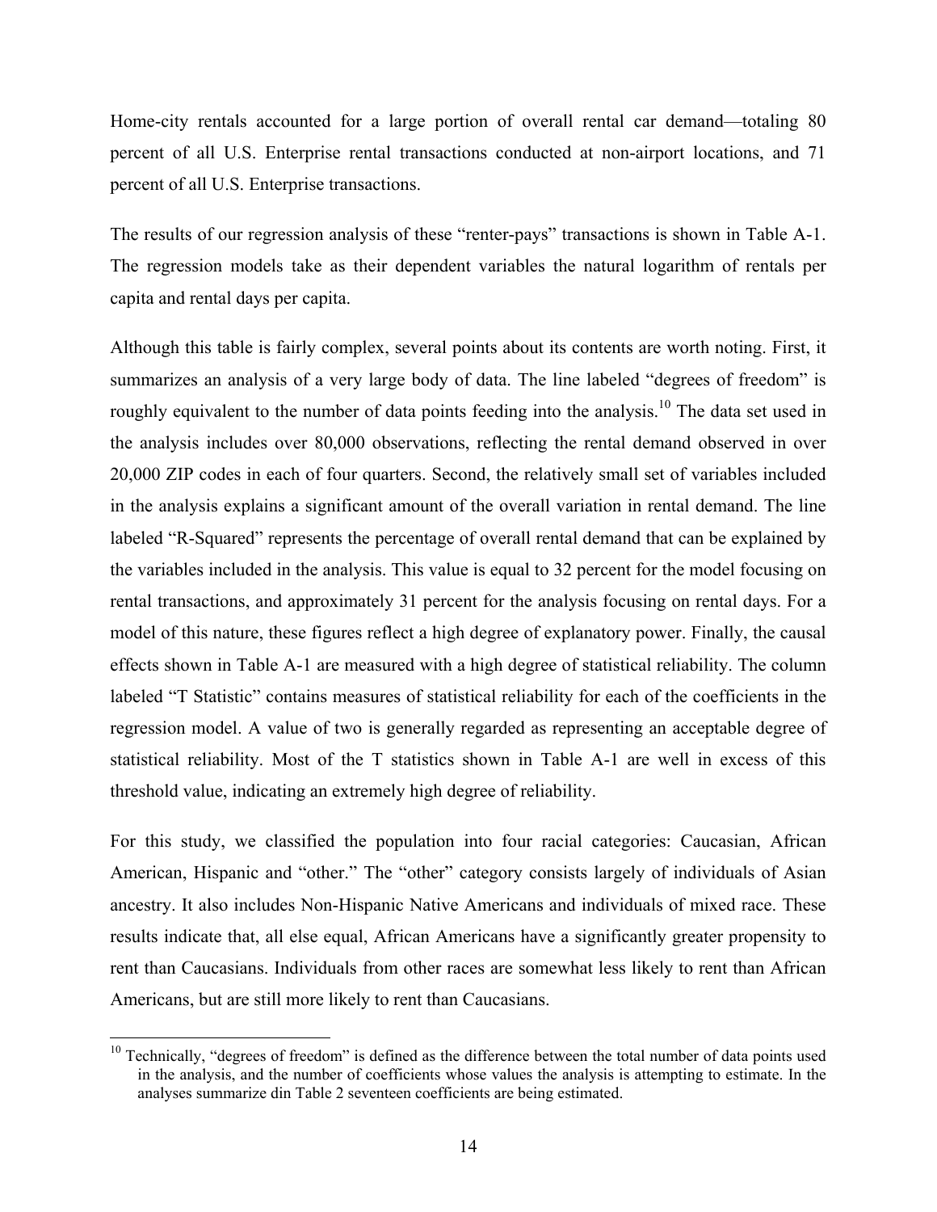Home-city rentals accounted for a large portion of overall rental car demand—totaling 80 percent of all U.S. Enterprise rental transactions conducted at non-airport locations, and 71 percent of all U.S. Enterprise transactions.

The results of our regression analysis of these "renter-pays" transactions is shown in Table A-1. The regression models take as their dependent variables the natural logarithm of rentals per capita and rental days per capita.

Although this table is fairly complex, several points about its contents are worth noting. First, it summarizes an analysis of a very large body of data. The line labeled "degrees of freedom" is roughly equivalent to the number of data points feeding into the analysis.[10] The data set used in the analysis includes over 80,000 observations, reflecting the rental demand observed in over 20,000 ZIP codes in each of four quarters. Second, the relatively small set of variables included in the analysis explains a significant amount of the overall variation in rental demand. The line labeled "R-Squared" represents the percentage of overall rental demand that can be explained by the variables included in the analysis. This value is equal to 32 percent for the model focusing on rental transactions, and approximately 31 percent for the analysis focusing on rental days. For a model of this nature, these figures reflect a high degree of explanatory power. Finally, the causal effects shown in Table A-1 are measured with a high degree of statistical reliability. The column labeled "T Statistic" contains measures of statistical reliability for each of the coefficients in the regression model. A value of two is generally regarded as representing an acceptable degree of statistical reliability. Most of the T statistics shown in Table A-1 are well in excess of this threshold value, indicating an extremely high degree of reliability.

For this study, we classified the population into four racial categories: Caucasian, African American, Hispanic and "other." The "other" category consists largely of individuals of Asian ancestry. It also includes Non-Hispanic Native Americans and individuals of mixed race. These results indicate that, all else equal, African Americans have a significantly greater propensity to rent than Caucasians. Individuals from other races are somewhat less likely to rent than African Americans, but are still more likely to rent than Caucasians.

---

[10] Technically, "degrees of freedom" is defined as the difference between the total number of data points used in the analysis, and the number of coefficients whose values the analysis is attempting to estimate. In the analyses summarize din Table 2 seventeen coefficients are being estimated.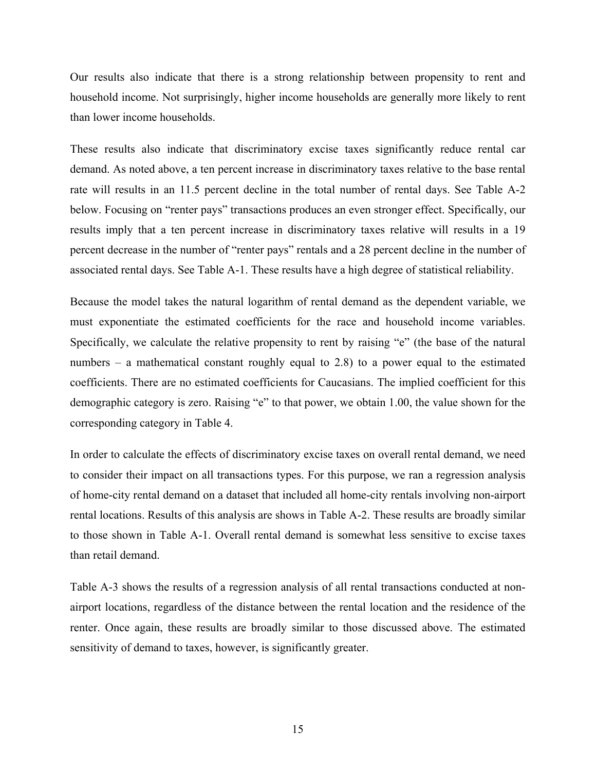Our results also indicate that there is a strong relationship between propensity to rent and household income. Not surprisingly, higher income households are generally more likely to rent than lower income households.

These results also indicate that discriminatory excise taxes significantly reduce rental car demand. As noted above, a ten percent increase in discriminatory taxes relative to the base rental rate will results in an 11.5 percent decline in the total number of rental days. See Table A-2 below. Focusing on "renter pays" transactions produces an even stronger effect. Specifically, our results imply that a ten percent increase in discriminatory taxes relative will results in a 19 percent decrease in the number of "renter pays" rentals and a 28 percent decline in the number of associated rental days. See Table A-1. These results have a high degree of statistical reliability.

Because the model takes the natural logarithm of rental demand as the dependent variable, we must exponentiate the estimated coefficients for the race and household income variables. Specifically, we calculate the relative propensity to rent by raising "e" (the base of the natural numbers – a mathematical constant roughly equal to 2.8) to a power equal to the estimated coefficients. There are no estimated coefficients for Caucasians. The implied coefficient for this demographic category is zero. Raising "e" to that power, we obtain 1.00, the value shown for the corresponding category in Table 4.

In order to calculate the effects of discriminatory excise taxes on overall rental demand, we need to consider their impact on all transactions types. For this purpose, we ran a regression analysis of home-city rental demand on a dataset that included all home-city rentals involving non-airport rental locations. Results of this analysis are shows in Table A-2. These results are broadly similar to those shown in Table A-1. Overall rental demand is somewhat less sensitive to excise taxes than retail demand.

Table A-3 shows the results of a regression analysis of all rental transactions conducted at non-airport locations, regardless of the distance between the rental location and the residence of the renter. Once again, these results are broadly similar to those discussed above. The estimated sensitivity of demand to taxes, however, is significantly greater.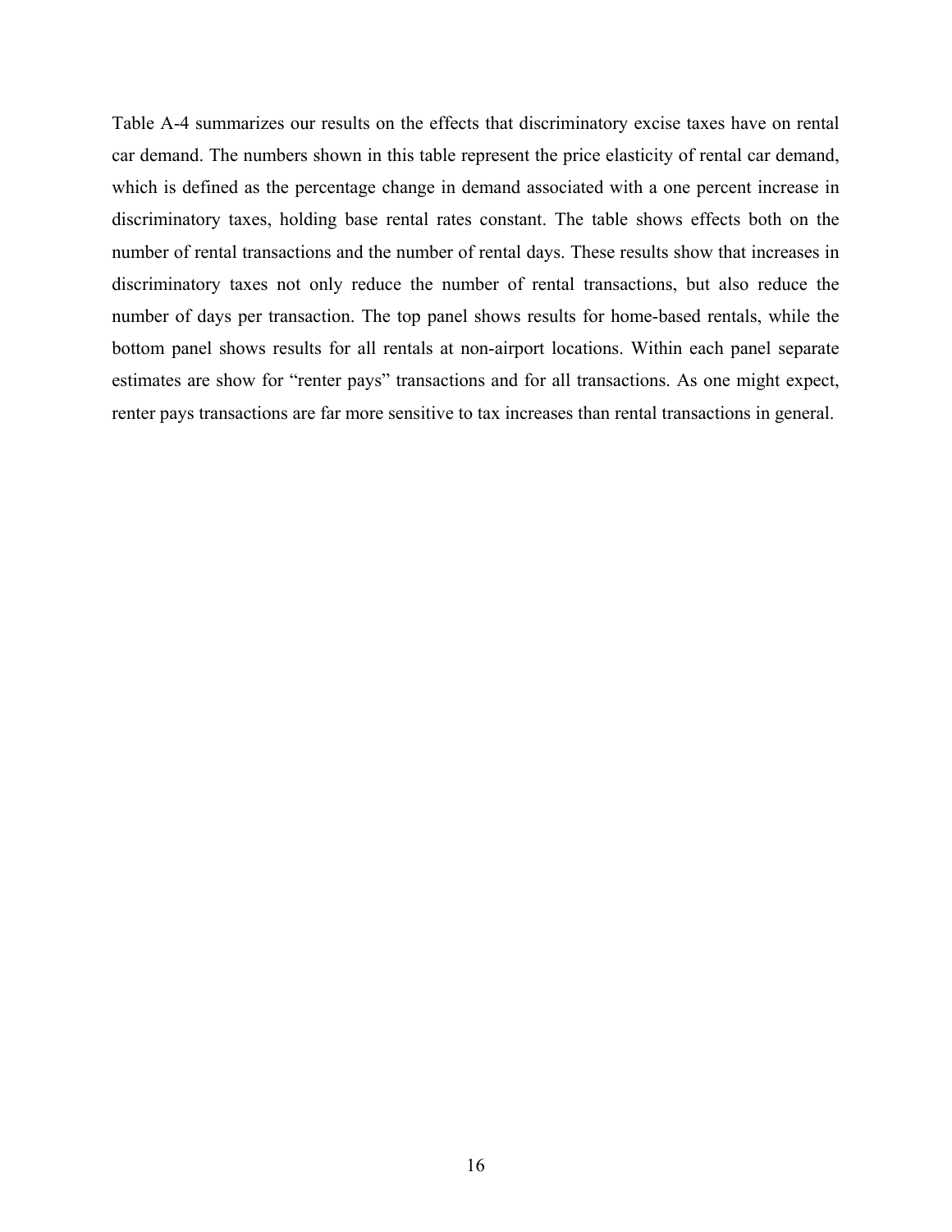Table A-4 summarizes our results on the effects that discriminatory excise taxes have on rental car demand. The numbers shown in this table represent the price elasticity of rental car demand, which is defined as the percentage change in demand associated with a one percent increase in discriminatory taxes, holding base rental rates constant. The table shows effects both on the number of rental transactions and the number of rental days. These results show that increases in discriminatory taxes not only reduce the number of rental transactions, but also reduce the number of days per transaction. The top panel shows results for home-based rentals, while the bottom panel shows results for all rentals at non-airport locations. Within each panel separate estimates are show for "renter pays" transactions and for all transactions. As one might expect, renter pays transactions are far more sensitive to tax increases than rental transactions in general.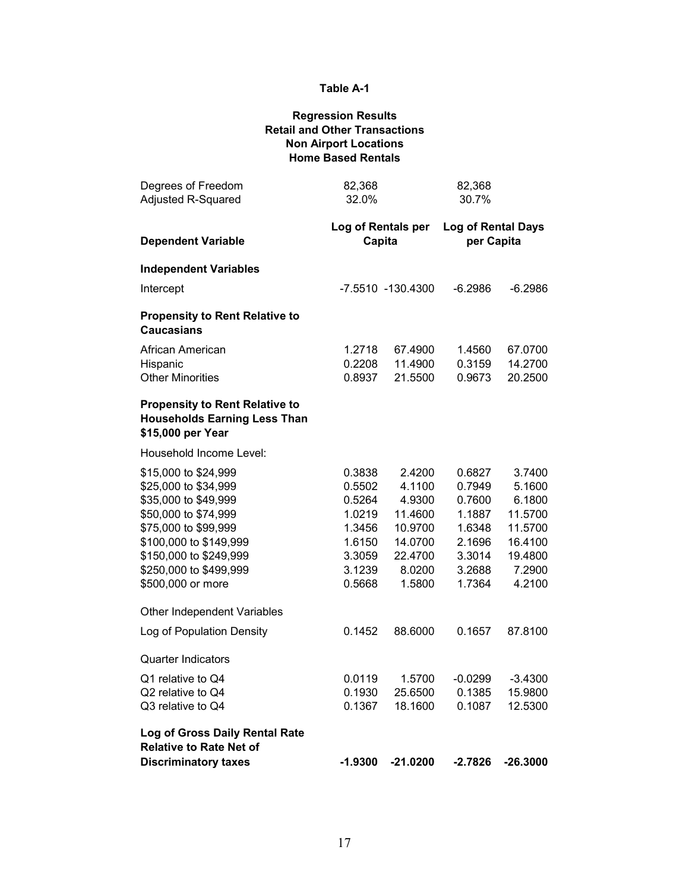**Table A-1**

**Regression Results**
**Retail and Other Transactions**
**Non Airport Locations**
**Home Based Rentals**

| | | | | |
|---|---|---|---|---|
| Degrees of Freedom | 82,368 | | 82,368 | |
| Adjusted R-Squared | 32.0% | | 30.7% | |
| **Dependent Variable** | **Log of Rentals per Capita** | | **Log of Rental Days per Capita** | |
| **Independent Variables** | | | | |
| Intercept | -7.5510 | -130.4300 | -6.2986 | -6.2986 |
| **Propensity to Rent Relative to Caucasians** | | | | |
| African American | 1.2718 | 67.4900 | 1.4560 | 67.0700 |
| Hispanic | 0.2208 | 11.4900 | 0.3159 | 14.2700 |
| Other Minorities | 0.8937 | 21.5500 | 0.9673 | 20.2500 |
| **Propensity to Rent Relative to Households Earning Less Than $15,000 per Year** | | | | |
| Household Income Level: | | | | |
| $15,000 to $24,999 | 0.3838 | 2.4200 | 0.6827 | 3.7400 |
| $25,000 to $34,999 | 0.5502 | 4.1100 | 0.7949 | 5.1600 |
| $35,000 to $49,999 | 0.5264 | 4.9300 | 0.7600 | 6.1800 |
| $50,000 to $74,999 | 1.0219 | 11.4600 | 1.1887 | 11.5700 |
| $75,000 to $99,999 | 1.3456 | 10.9700 | 1.6348 | 11.5700 |
| $100,000 to $149,999 | 1.6150 | 14.0700 | 2.1696 | 16.4100 |
| $150,000 to $249,999 | 3.3059 | 22.4700 | 3.3014 | 19.4800 |
| $250,000 to $499,999 | 3.1239 | 8.0200 | 3.2688 | 7.2900 |
| $500,000 or more | 0.5668 | 1.5800 | 1.7364 | 4.2100 |
| Other Independent Variables | | | | |
| Log of Population Density | 0.1452 | 88.6000 | 0.1657 | 87.8100 |
| Quarter Indicators | | | | |
| Q1 relative to Q4 | 0.0119 | 1.5700 | -0.0299 | -3.4300 |
| Q2 relative to Q4 | 0.1930 | 25.6500 | 0.1385 | 15.9800 |
| Q3 relative to Q4 | 0.1367 | 18.1600 | 0.1087 | 12.5300 |
| **Log of Gross Daily Rental Rate Relative to Rate Net of Discriminatory taxes** | **-1.9300** | **-21.0200** | **-2.7826** | **-26.3000** |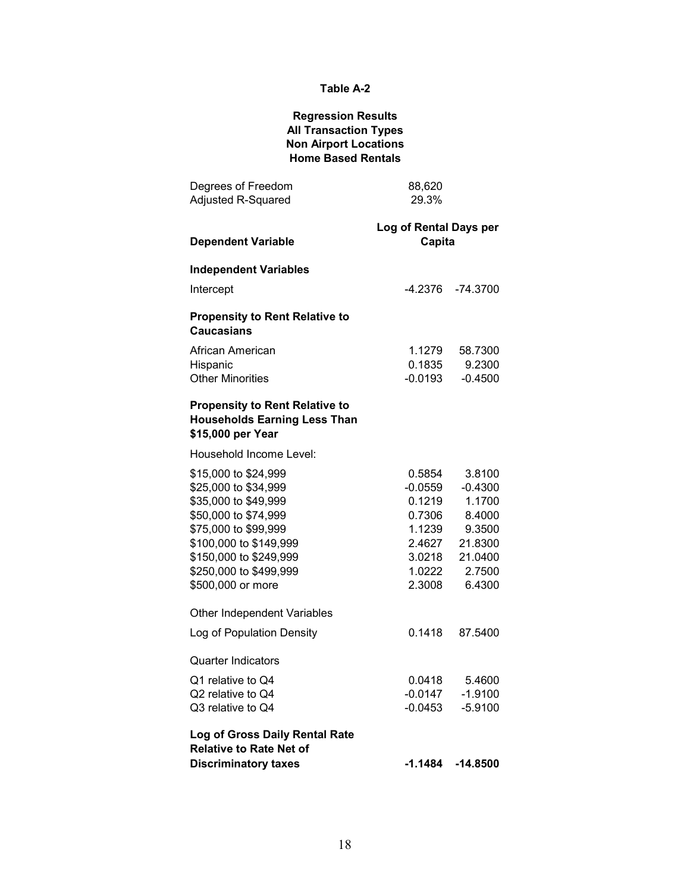**Table A-2**

**Regression Results**
**All Transaction Types**
**Non Airport Locations**
**Home Based Rentals**

| | | |
|---|---|---|
| Degrees of Freedom | 88,620 | |
| Adjusted R-Squared | 29.3% | |
| **Dependent Variable** | **Log of Rental Days per Capita** | |
| **Independent Variables** | | |
| Intercept | -4.2376 | -74.3700 |
| **Propensity to Rent Relative to Caucasians** | | |
| African American | 1.1279 | 58.7300 |
| Hispanic | 0.1835 | 9.2300 |
| Other Minorities | -0.0193 | -0.4500 |
| **Propensity to Rent Relative to Households Earning Less Than $15,000 per Year** | | |
| Household Income Level: | | |
| $15,000 to $24,999 | 0.5854 | 3.8100 |
| $25,000 to $34,999 | -0.0559 | -0.4300 |
| $35,000 to $49,999 | 0.1219 | 1.1700 |
| $50,000 to $74,999 | 0.7306 | 8.4000 |
| $75,000 to $99,999 | 1.1239 | 9.3500 |
| $100,000 to $149,999 | 2.4627 | 21.8300 |
| $150,000 to $249,999 | 3.0218 | 21.0400 |
| $250,000 to $499,999 | 1.0222 | 2.7500 |
| $500,000 or more | 2.3008 | 6.4300 |
| Other Independent Variables | | |
| Log of Population Density | 0.1418 | 87.5400 |
| Quarter Indicators | | |
| Q1 relative to Q4 | 0.0418 | 5.4600 |
| Q2 relative to Q4 | -0.0147 | -1.9100 |
| Q3 relative to Q4 | -0.0453 | -5.9100 |
| **Log of Gross Daily Rental Rate Relative to Rate Net of Discriminatory taxes** | **-1.1484** | **-14.8500** |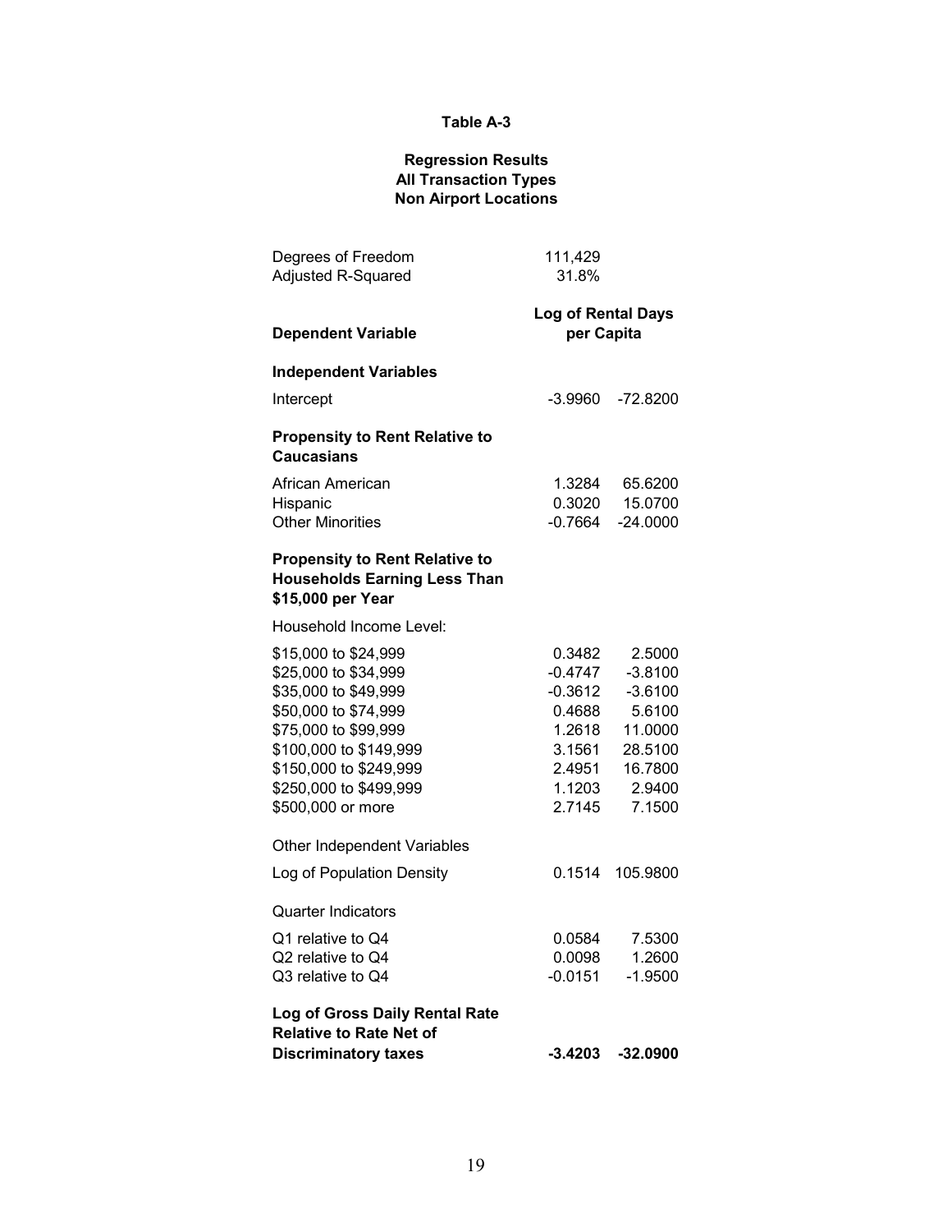**Table A-3**

**Regression Results**
**All Transaction Types**
**Non Airport Locations**

| | | |
|---|---|---|
| Degrees of Freedom | 111,429 | |
| Adjusted R-Squared | 31.8% | |
| **Dependent Variable** | **Log of Rental Days per Capita** | |
| **Independent Variables** | | |
| Intercept | -3.9960 | -72.8200 |
| **Propensity to Rent Relative to Caucasians** | | |
| African American | 1.3284 | 65.6200 |
| Hispanic | 0.3020 | 15.0700 |
| Other Minorities | -0.7664 | -24.0000 |
| **Propensity to Rent Relative to Households Earning Less Than $15,000 per Year** | | |
| Household Income Level: | | |
| $15,000 to $24,999 | 0.3482 | 2.5000 |
| $25,000 to $34,999 | -0.4747 | -3.8100 |
| $35,000 to $49,999 | -0.3612 | -3.6100 |
| $50,000 to $74,999 | 0.4688 | 5.6100 |
| $75,000 to $99,999 | 1.2618 | 11.0000 |
| $100,000 to $149,999 | 3.1561 | 28.5100 |
| $150,000 to $249,999 | 2.4951 | 16.7800 |
| $250,000 to $499,999 | 1.1203 | 2.9400 |
| $500,000 or more | 2.7145 | 7.1500 |
| Other Independent Variables | | |
| Log of Population Density | 0.1514 | 105.9800 |
| Quarter Indicators | | |
| Q1 relative to Q4 | 0.0584 | 7.5300 |
| Q2 relative to Q4 | 0.0098 | 1.2600 |
| Q3 relative to Q4 | -0.0151 | -1.9500 |
| **Log of Gross Daily Rental Rate Relative to Rate Net of Discriminatory taxes** | **-3.4203** | **-32.0900** |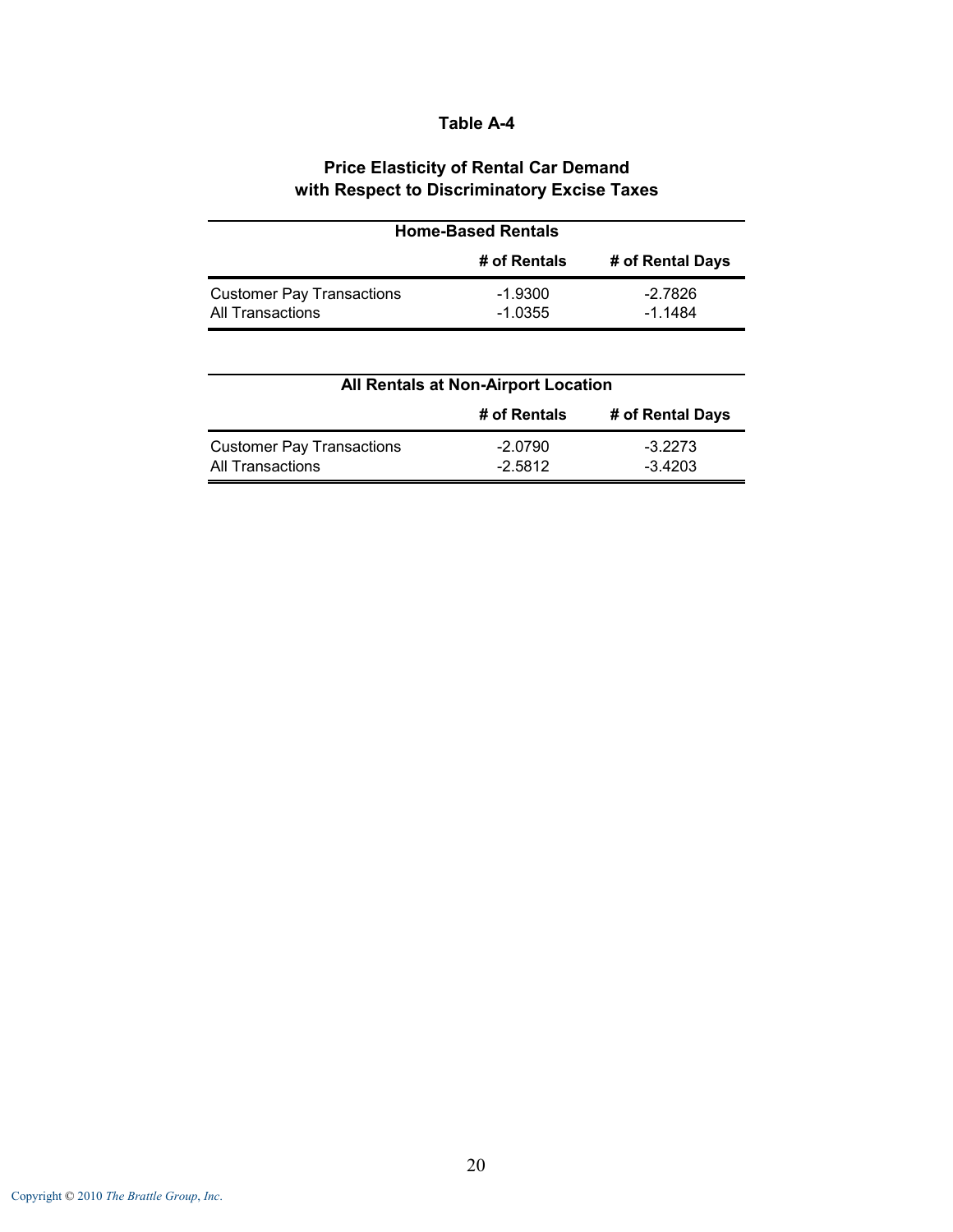## Table A-4

### Price Elasticity of Rental Car Demand with Respect to Discriminatory Excise Taxes

| Home-Based Rentals | | |
|---|---|---|
| | # of Rentals | # of Rental Days |
| Customer Pay Transactions | -1.9300 | -2.7826 |
| All Transactions | -1.0355 | -1.1484 |

| All Rentals at Non-Airport Location | | |
|---|---|---|
| | # of Rentals | # of Rental Days |
| Customer Pay Transactions | -2.0790 | -3.2273 |
| All Transactions | -2.5812 | -3.4203 |

Copyright © 2010 *The Brattle Group, Inc.*